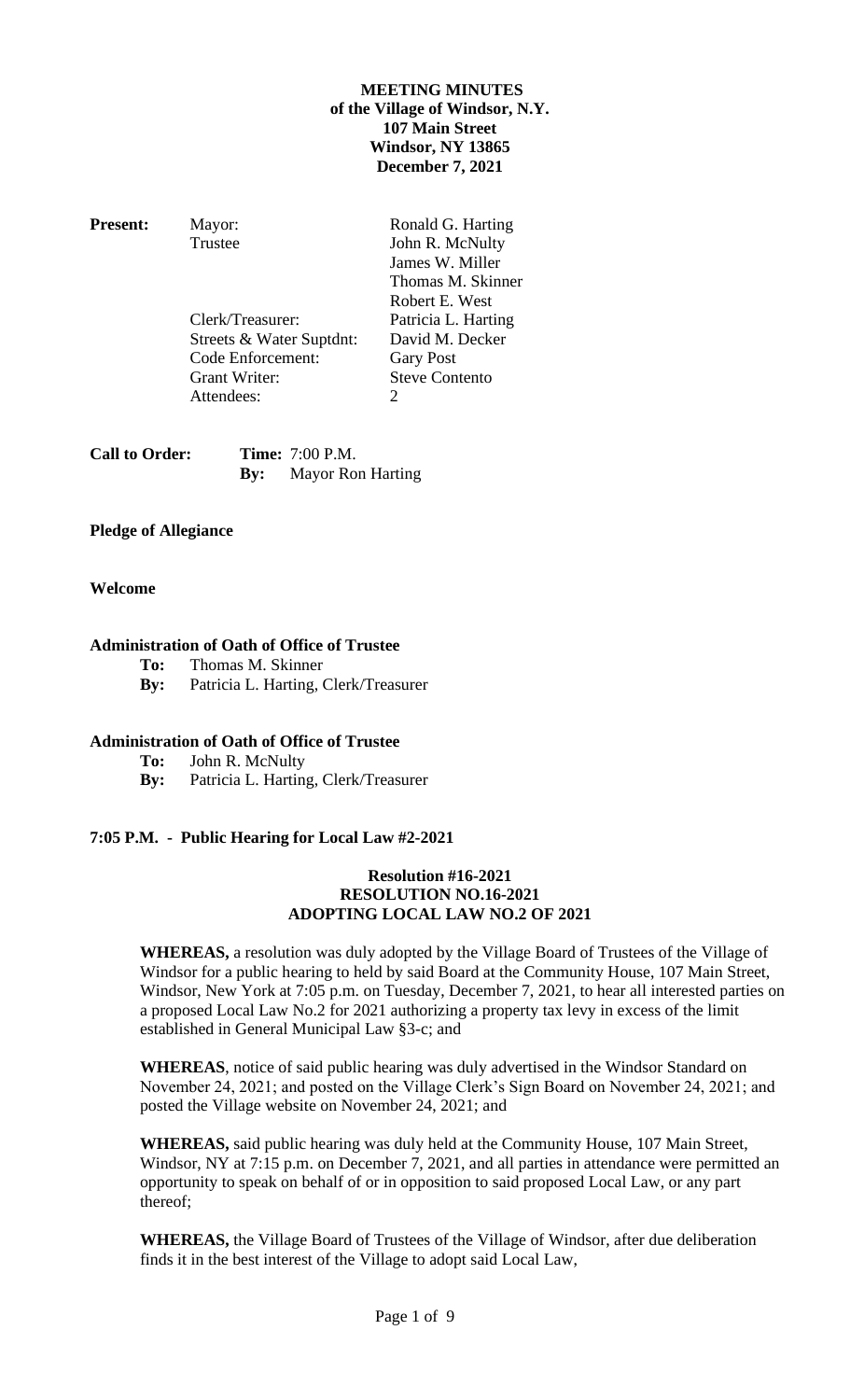**MEETING MINUTES**
**of the Village of Windsor, N.Y.**
**107 Main Street**
**Windsor, NY 13865**
**December 7, 2021**

| **Present:** | Mayor: | Ronald G. Harting |
|---|---|---|
| | Trustee | John R. McNulty |
| | | James W. Miller |
| | | Thomas M. Skinner |
| | | Robert E. West |
| | Clerk/Treasurer: | Patricia L. Harting |
| | Streets & Water Suptdnt: | David M. Decker |
| | Code Enforcement: | Gary Post |
| | Grant Writer: | Steve Contento |
| | Attendees: | 2 |

**Call to Order:** **Time:** 7:00 P.M.
**By:** Mayor Ron Harting

**Pledge of Allegiance**

**Welcome**

**Administration of Oath of Office of Trustee**

**To:** Thomas M. Skinner
**By:** Patricia L. Harting, Clerk/Treasurer

**Administration of Oath of Office of Trustee**

**To:** John R. McNulty
**By:** Patricia L. Harting, Clerk/Treasurer

**7:05 P.M. - Public Hearing for Local Law #2-2021**

**Resolution #16-2021**
**RESOLUTION NO.16-2021**
**ADOPTING LOCAL LAW NO.2 OF 2021**

**WHEREAS,** a resolution was duly adopted by the Village Board of Trustees of the Village of Windsor for a public hearing to held by said Board at the Community House, 107 Main Street, Windsor, New York at 7:05 p.m. on Tuesday, December 7, 2021, to hear all interested parties on a proposed Local Law No.2 for 2021 authorizing a property tax levy in excess of the limit established in General Municipal Law §3-c; and

**WHEREAS**, notice of said public hearing was duly advertised in the Windsor Standard on November 24, 2021; and posted on the Village Clerk's Sign Board on November 24, 2021; and posted the Village website on November 24, 2021; and

**WHEREAS,** said public hearing was duly held at the Community House, 107 Main Street, Windsor, NY at 7:15 p.m. on December 7, 2021, and all parties in attendance were permitted an opportunity to speak on behalf of or in opposition to said proposed Local Law, or any part thereof;

**WHEREAS,** the Village Board of Trustees of the Village of Windsor, after due deliberation finds it in the best interest of the Village to adopt said Local Law,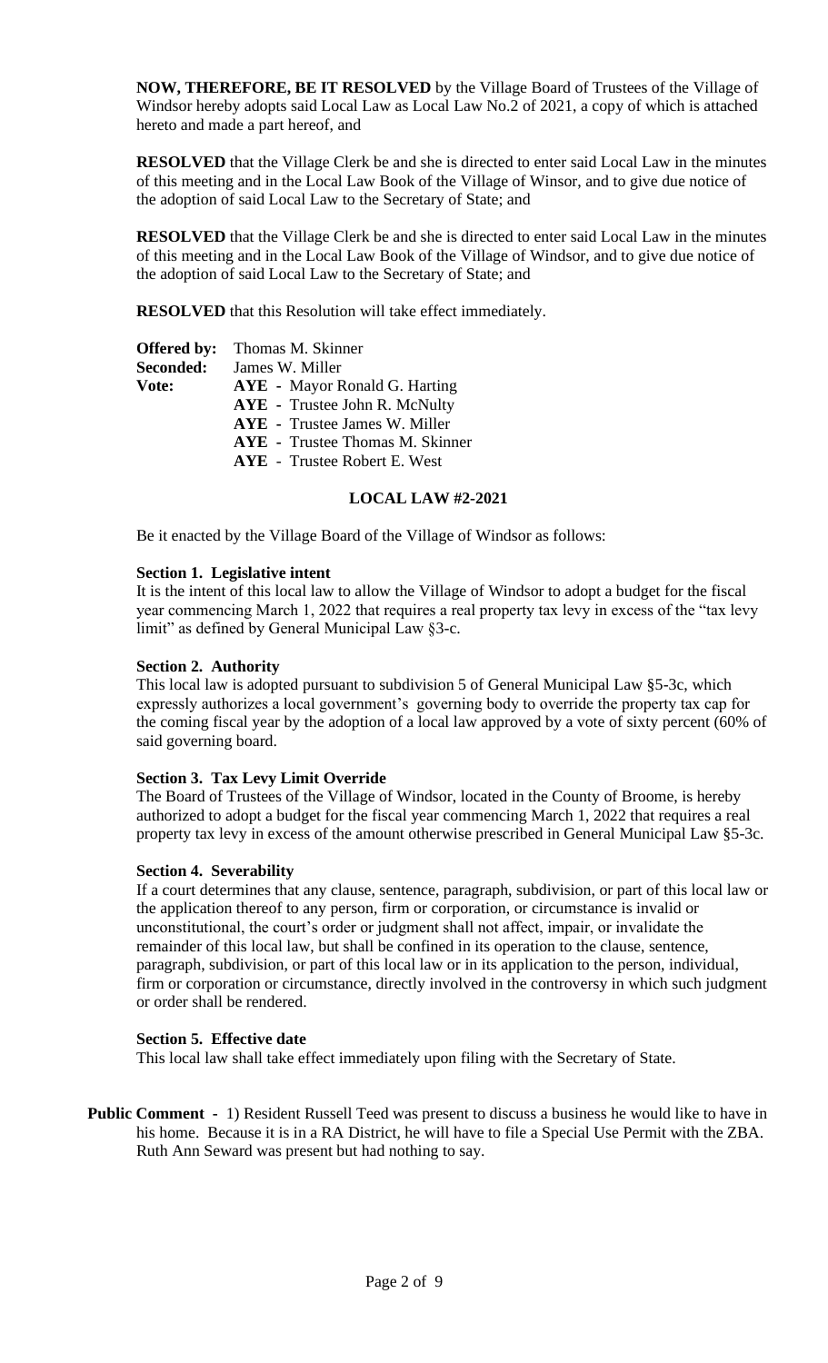**NOW, THEREFORE, BE IT RESOLVED** by the Village Board of Trustees of the Village of Windsor hereby adopts said Local Law as Local Law No.2 of 2021, a copy of which is attached hereto and made a part hereof, and

**RESOLVED** that the Village Clerk be and she is directed to enter said Local Law in the minutes of this meeting and in the Local Law Book of the Village of Winsor, and to give due notice of the adoption of said Local Law to the Secretary of State; and

**RESOLVED** that the Village Clerk be and she is directed to enter said Local Law in the minutes of this meeting and in the Local Law Book of the Village of Windsor, and to give due notice of the adoption of said Local Law to the Secretary of State; and

**RESOLVED** that this Resolution will take effect immediately.

**Offered by:** Thomas M. Skinner
**Seconded:** James W. Miller
**Vote:** **AYE** - Mayor Ronald G. Harting
**AYE** - Trustee John R. McNulty
**AYE** - Trustee James W. Miller
**AYE** - Trustee Thomas M. Skinner
**AYE** - Trustee Robert E. West

## LOCAL LAW #2-2021

Be it enacted by the Village Board of the Village of Windsor as follows:

**Section 1. Legislative intent**
It is the intent of this local law to allow the Village of Windsor to adopt a budget for the fiscal year commencing March 1, 2022 that requires a real property tax levy in excess of the "tax levy limit" as defined by General Municipal Law §3-c.

**Section 2. Authority**
This local law is adopted pursuant to subdivision 5 of General Municipal Law §5-3c, which expressly authorizes a local government's governing body to override the property tax cap for the coming fiscal year by the adoption of a local law approved by a vote of sixty percent (60% of said governing board.

**Section 3. Tax Levy Limit Override**
The Board of Trustees of the Village of Windsor, located in the County of Broome, is hereby authorized to adopt a budget for the fiscal year commencing March 1, 2022 that requires a real property tax levy in excess of the amount otherwise prescribed in General Municipal Law §5-3c.

**Section 4. Severability**
If a court determines that any clause, sentence, paragraph, subdivision, or part of this local law or the application thereof to any person, firm or corporation, or circumstance is invalid or unconstitutional, the court's order or judgment shall not affect, impair, or invalidate the remainder of this local law, but shall be confined in its operation to the clause, sentence, paragraph, subdivision, or part of this local law or in its application to the person, individual, firm or corporation or circumstance, directly involved in the controversy in which such judgment or order shall be rendered.

**Section 5. Effective date**
This local law shall take effect immediately upon filing with the Secretary of State.

**Public Comment -** 1) Resident Russell Teed was present to discuss a business he would like to have in his home. Because it is in a RA District, he will have to file a Special Use Permit with the ZBA. Ruth Ann Seward was present but had nothing to say.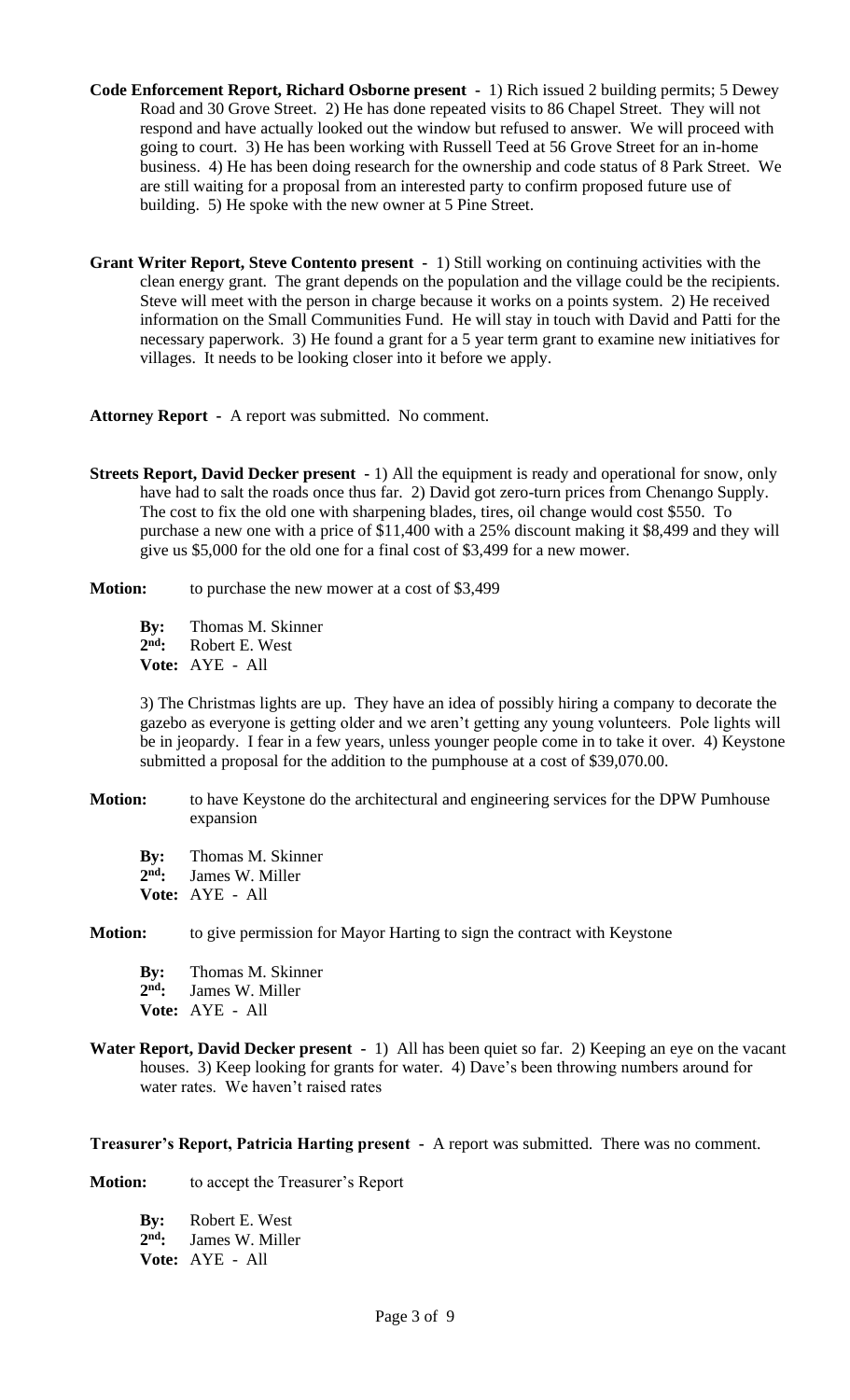**Code Enforcement Report, Richard Osborne present -** 1) Rich issued 2 building permits; 5 Dewey Road and 30 Grove Street. 2) He has done repeated visits to 86 Chapel Street. They will not respond and have actually looked out the window but refused to answer. We will proceed with going to court. 3) He has been working with Russell Teed at 56 Grove Street for an in-home business. 4) He has been doing research for the ownership and code status of 8 Park Street. We are still waiting for a proposal from an interested party to confirm proposed future use of building. 5) He spoke with the new owner at 5 Pine Street.

**Grant Writer Report, Steve Contento present -** 1) Still working on continuing activities with the clean energy grant. The grant depends on the population and the village could be the recipients. Steve will meet with the person in charge because it works on a points system. 2) He received information on the Small Communities Fund. He will stay in touch with David and Patti for the necessary paperwork. 3) He found a grant for a 5 year term grant to examine new initiatives for villages. It needs to be looking closer into it before we apply.

**Attorney Report -** A report was submitted. No comment.

**Streets Report, David Decker present -** 1) All the equipment is ready and operational for snow, only have had to salt the roads once thus far. 2) David got zero-turn prices from Chenango Supply. The cost to fix the old one with sharpening blades, tires, oil change would cost $550. To purchase a new one with a price of $11,400 with a 25% discount making it $8,499 and they will give us $5,000 for the old one for a final cost of $3,499 for a new mower.

**Motion:** to purchase the new mower at a cost of $3,499

**By:** Thomas M. Skinner
**2nd:** Robert E. West
**Vote:** AYE - All

3) The Christmas lights are up. They have an idea of possibly hiring a company to decorate the gazebo as everyone is getting older and we aren't getting any young volunteers. Pole lights will be in jeopardy. I fear in a few years, unless younger people come in to take it over. 4) Keystone submitted a proposal for the addition to the pumphouse at a cost of $39,070.00.

**Motion:** to have Keystone do the architectural and engineering services for the DPW Pumhouse expansion

**By:** Thomas M. Skinner
**2nd:** James W. Miller
**Vote:** AYE - All

**Motion:** to give permission for Mayor Harting to sign the contract with Keystone

**By:** Thomas M. Skinner
**2nd:** James W. Miller
**Vote:** AYE - All

**Water Report, David Decker present -** 1) All has been quiet so far. 2) Keeping an eye on the vacant houses. 3) Keep looking for grants for water. 4) Dave's been throwing numbers around for water rates. We haven't raised rates

**Treasurer's Report, Patricia Harting present -** A report was submitted. There was no comment.

**Motion:** to accept the Treasurer's Report

**By:** Robert E. West
**2nd:** James W. Miller
**Vote:** AYE - All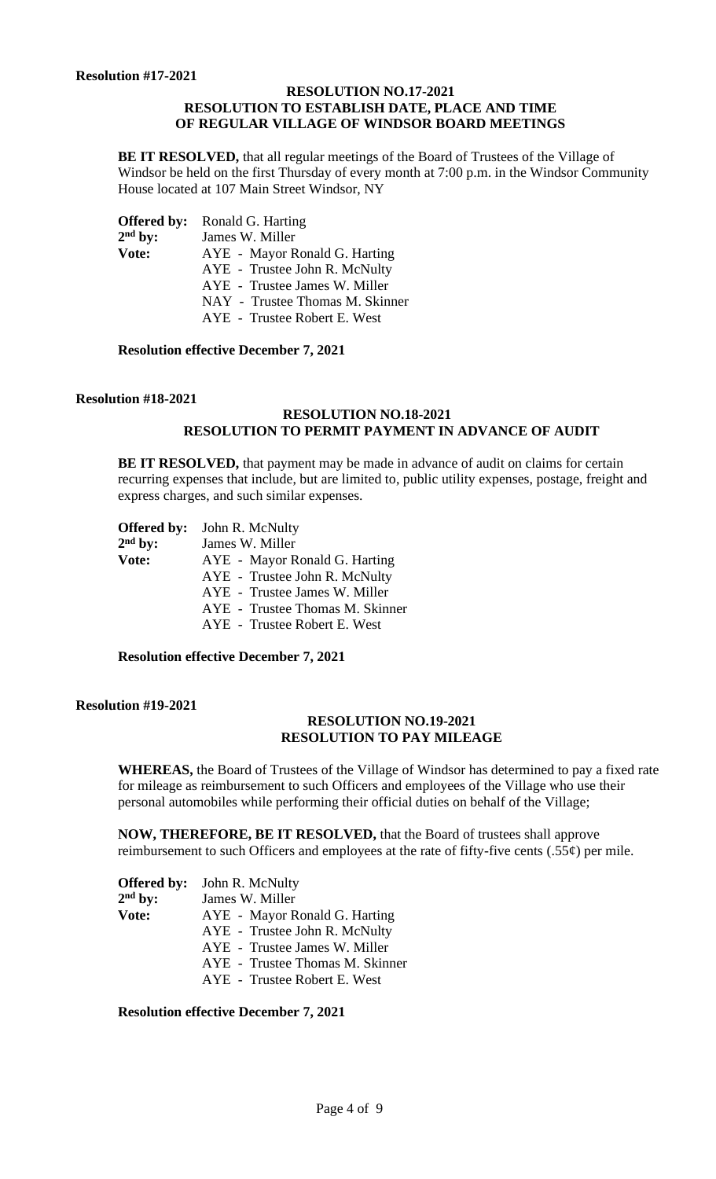**Resolution #17-2021**

**RESOLUTION NO.17-2021**
**RESOLUTION TO ESTABLISH DATE, PLACE AND TIME OF REGULAR VILLAGE OF WINDSOR BOARD MEETINGS**

**BE IT RESOLVED,** that all regular meetings of the Board of Trustees of the Village of Windsor be held on the first Thursday of every month at 7:00 p.m. in the Windsor Community House located at 107 Main Street Windsor, NY

**Offered by:** Ronald G. Harting
**2nd by:** James W. Miller
**Vote:**
AYE - Mayor Ronald G. Harting
AYE - Trustee John R. McNulty
AYE - Trustee James W. Miller
NAY - Trustee Thomas M. Skinner
AYE - Trustee Robert E. West

**Resolution effective December 7, 2021**

**Resolution #18-2021**

**RESOLUTION NO.18-2021**
**RESOLUTION TO PERMIT PAYMENT IN ADVANCE OF AUDIT**

**BE IT RESOLVED,** that payment may be made in advance of audit on claims for certain recurring expenses that include, but are limited to, public utility expenses, postage, freight and express charges, and such similar expenses.

**Offered by:** John R. McNulty
**2nd by:** James W. Miller
**Vote:**
AYE - Mayor Ronald G. Harting
AYE - Trustee John R. McNulty
AYE - Trustee James W. Miller
AYE - Trustee Thomas M. Skinner
AYE - Trustee Robert E. West

**Resolution effective December 7, 2021**

**Resolution #19-2021**

**RESOLUTION NO.19-2021**
**RESOLUTION TO PAY MILEAGE**

**WHEREAS,** the Board of Trustees of the Village of Windsor has determined to pay a fixed rate for mileage as reimbursement to such Officers and employees of the Village who use their personal automobiles while performing their official duties on behalf of the Village;

**NOW, THEREFORE, BE IT RESOLVED,** that the Board of trustees shall approve reimbursement to such Officers and employees at the rate of fifty-five cents (.55¢) per mile.

**Offered by:** John R. McNulty
**2nd by:** James W. Miller
**Vote:**
AYE - Mayor Ronald G. Harting
AYE - Trustee John R. McNulty
AYE - Trustee James W. Miller
AYE - Trustee Thomas M. Skinner
AYE - Trustee Robert E. West

**Resolution effective December 7, 2021**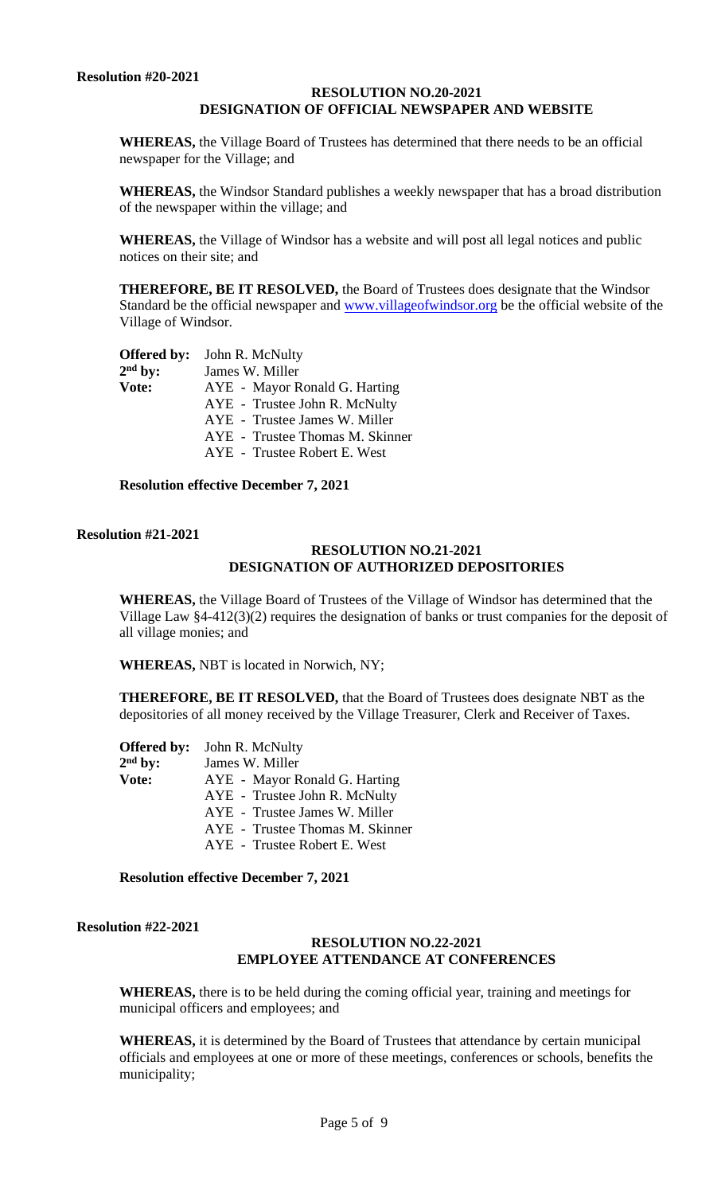**Resolution #20-2021**

**RESOLUTION NO.20-2021**
**DESIGNATION OF OFFICIAL NEWSPAPER AND WEBSITE**

**WHEREAS,** the Village Board of Trustees has determined that there needs to be an official newspaper for the Village; and

**WHEREAS,** the Windsor Standard publishes a weekly newspaper that has a broad distribution of the newspaper within the village; and

**WHEREAS,** the Village of Windsor has a website and will post all legal notices and public notices on their site; and

**THEREFORE, BE IT RESOLVED,** the Board of Trustees does designate that the Windsor Standard be the official newspaper and www.villageofwindsor.org be the official website of the Village of Windsor.

**Offered by:** John R. McNulty
**2nd by:** James W. Miller
**Vote:** AYE - Mayor Ronald G. Harting
AYE - Trustee John R. McNulty
AYE - Trustee James W. Miller
AYE - Trustee Thomas M. Skinner
AYE - Trustee Robert E. West

**Resolution effective December 7, 2021**

**Resolution #21-2021**

**RESOLUTION NO.21-2021**
**DESIGNATION OF AUTHORIZED DEPOSITORIES**

**WHEREAS,** the Village Board of Trustees of the Village of Windsor has determined that the Village Law §4-412(3)(2) requires the designation of banks or trust companies for the deposit of all village monies; and

**WHEREAS,** NBT is located in Norwich, NY;

**THEREFORE, BE IT RESOLVED,** that the Board of Trustees does designate NBT as the depositories of all money received by the Village Treasurer, Clerk and Receiver of Taxes.

**Offered by:** John R. McNulty
**2nd by:** James W. Miller
**Vote:** AYE - Mayor Ronald G. Harting
AYE - Trustee John R. McNulty
AYE - Trustee James W. Miller
AYE - Trustee Thomas M. Skinner
AYE - Trustee Robert E. West

**Resolution effective December 7, 2021**

**Resolution #22-2021**

**RESOLUTION NO.22-2021**
**EMPLOYEE ATTENDANCE AT CONFERENCES**

**WHEREAS,** there is to be held during the coming official year, training and meetings for municipal officers and employees; and

**WHEREAS,** it is determined by the Board of Trustees that attendance by certain municipal officials and employees at one or more of these meetings, conferences or schools, benefits the municipality;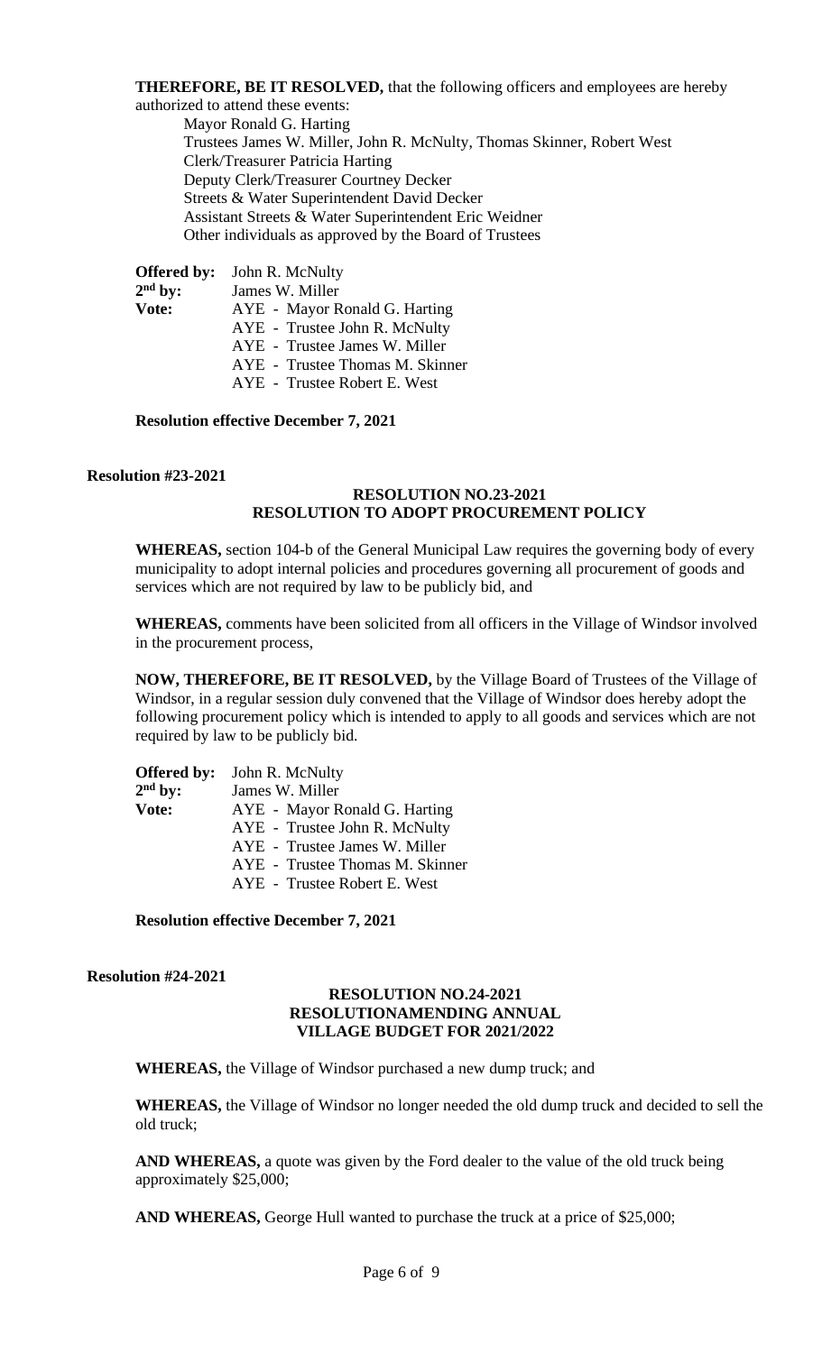**THEREFORE, BE IT RESOLVED,** that the following officers and employees are hereby authorized to attend these events:

Mayor Ronald G. Harting
Trustees James W. Miller, John R. McNulty, Thomas Skinner, Robert West
Clerk/Treasurer Patricia Harting
Deputy Clerk/Treasurer Courtney Decker
Streets & Water Superintendent David Decker
Assistant Streets & Water Superintendent Eric Weidner
Other individuals as approved by the Board of Trustees

**Offered by:** John R. McNulty
**2nd by:** James W. Miller
**Vote:** AYE - Mayor Ronald G. Harting
AYE - Trustee John R. McNulty
AYE - Trustee James W. Miller
AYE - Trustee Thomas M. Skinner
AYE - Trustee Robert E. West

**Resolution effective December 7, 2021**

**Resolution #23-2021**

**RESOLUTION NO.23-2021**
**RESOLUTION TO ADOPT PROCUREMENT POLICY**

**WHEREAS,** section 104-b of the General Municipal Law requires the governing body of every municipality to adopt internal policies and procedures governing all procurement of goods and services which are not required by law to be publicly bid, and

**WHEREAS,** comments have been solicited from all officers in the Village of Windsor involved in the procurement process,

**NOW, THEREFORE, BE IT RESOLVED,** by the Village Board of Trustees of the Village of Windsor, in a regular session duly convened that the Village of Windsor does hereby adopt the following procurement policy which is intended to apply to all goods and services which are not required by law to be publicly bid.

**Offered by:** John R. McNulty
**2nd by:** James W. Miller
**Vote:** AYE - Mayor Ronald G. Harting
AYE - Trustee John R. McNulty
AYE - Trustee James W. Miller
AYE - Trustee Thomas M. Skinner
AYE - Trustee Robert E. West

**Resolution effective December 7, 2021**

**Resolution #24-2021**

**RESOLUTION NO.24-2021**
**RESOLUTIONAMENDING ANNUAL**
**VILLAGE BUDGET FOR 2021/2022**

**WHEREAS,** the Village of Windsor purchased a new dump truck; and

**WHEREAS,** the Village of Windsor no longer needed the old dump truck and decided to sell the old truck;

**AND WHEREAS,** a quote was given by the Ford dealer to the value of the old truck being approximately $25,000;

**AND WHEREAS,** George Hull wanted to purchase the truck at a price of $25,000;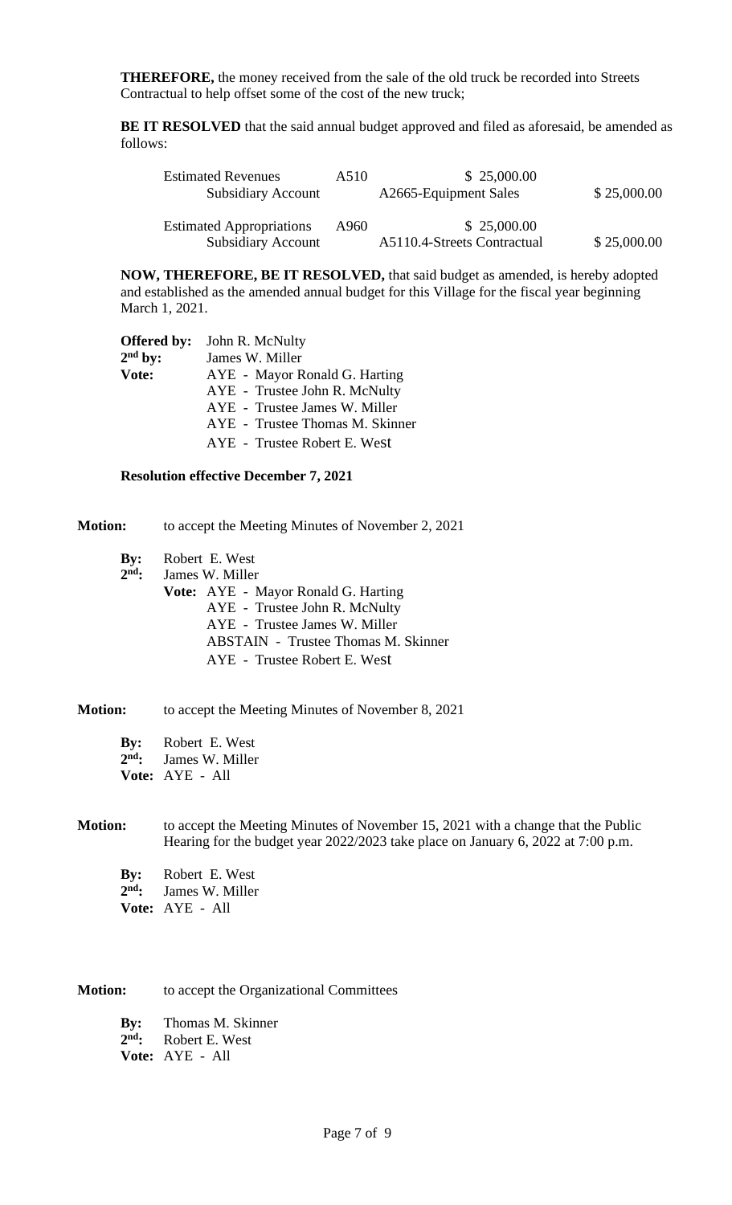**THEREFORE,** the money received from the sale of the old truck be recorded into Streets Contractual to help offset some of the cost of the new truck;

**BE IT RESOLVED** that the said annual budget approved and filed as aforesaid, be amended as follows:

| | | | |
|---|---|---|---|
| Estimated Revenues | A510 | $ 25,000.00 | |
| Subsidiary Account | | A2665-Equipment Sales | $ 25,000.00 |
| Estimated Appropriations | A960 | $ 25,000.00 | |
| Subsidiary Account | | A5110.4-Streets Contractual | $ 25,000.00 |

**NOW, THEREFORE, BE IT RESOLVED,** that said budget as amended, is hereby adopted and established as the amended annual budget for this Village for the fiscal year beginning March 1, 2021.

**Offered by:** John R. McNulty
**2nd by:** James W. Miller
**Vote:** AYE - Mayor Ronald G. Harting
AYE - Trustee John R. McNulty
AYE - Trustee James W. Miller
AYE - Trustee Thomas M. Skinner
AYE - Trustee Robert E. West

**Resolution effective December 7, 2021**

**Motion:** to accept the Meeting Minutes of November 2, 2021

**By:** Robert E. West
**2nd:** James W. Miller
**Vote:** AYE - Mayor Ronald G. Harting
AYE - Trustee John R. McNulty
AYE - Trustee James W. Miller
ABSTAIN - Trustee Thomas M. Skinner
AYE - Trustee Robert E. West

**Motion:** to accept the Meeting Minutes of November 8, 2021

**By:** Robert E. West
**2nd:** James W. Miller
**Vote:** AYE - All

**Motion:** to accept the Meeting Minutes of November 15, 2021 with a change that the Public Hearing for the budget year 2022/2023 take place on January 6, 2022 at 7:00 p.m.

**By:** Robert E. West
**2nd:** James W. Miller
**Vote:** AYE - All

**Motion:** to accept the Organizational Committees

**By:** Thomas M. Skinner
**2nd:** Robert E. West
**Vote:** AYE - All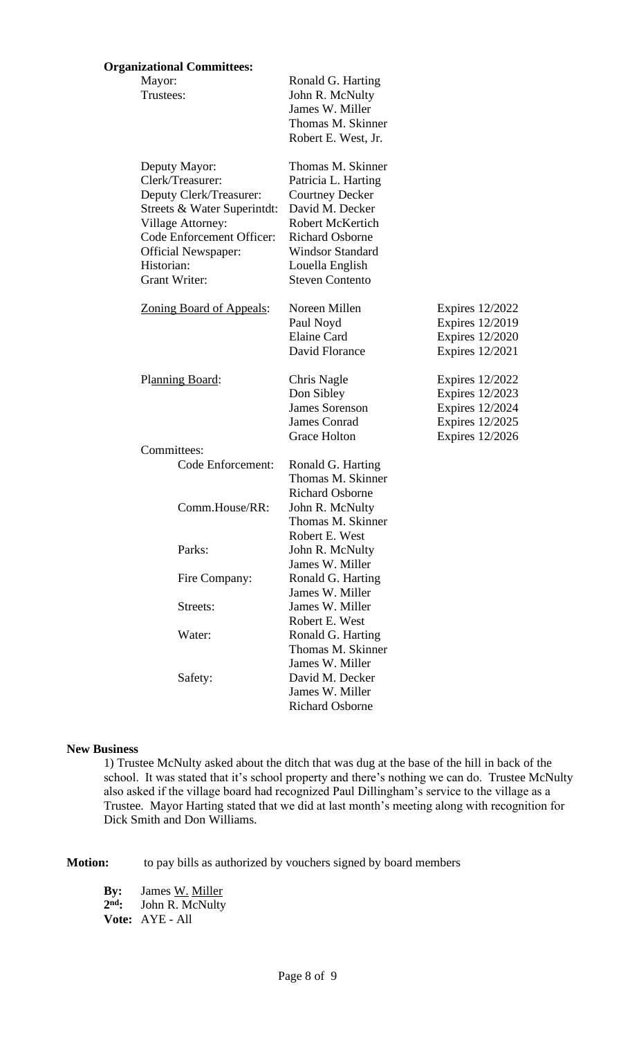**Organizational Committees:**

| | | |
|---|---|---|
| Mayor: | Ronald G. Harting | |
| Trustees: | John R. McNulty | |
| | James W. Miller | |
| | Thomas M. Skinner | |
| | Robert E. West, Jr. | |
| Deputy Mayor: | Thomas M. Skinner | |
| Clerk/Treasurer: | Patricia L. Harting | |
| Deputy Clerk/Treasurer: | Courtney Decker | |
| Streets & Water Superintdt: | David M. Decker | |
| Village Attorney: | Robert McKertich | |
| Code Enforcement Officer: | Richard Osborne | |
| Official Newspaper: | Windsor Standard | |
| Historian: | Louella English | |
| Grant Writer: | Steven Contento | |
| Zoning Board of Appeals: | Noreen Millen | Expires 12/2022 |
| | Paul Noyd | Expires 12/2019 |
| | Elaine Card | Expires 12/2020 |
| | David Florance | Expires 12/2021 |
| Planning Board: | Chris Nagle | Expires 12/2022 |
| | Don Sibley | Expires 12/2023 |
| | James Sorenson | Expires 12/2024 |
| | James Conrad | Expires 12/2025 |
| | Grace Holton | Expires 12/2026 |

Committees:

| | |
|---|---|
| Code Enforcement: | Ronald G. Harting |
| | Thomas M. Skinner |
| | Richard Osborne |
| Comm.House/RR: | John R. McNulty |
| | Thomas M. Skinner |
| | Robert E. West |
| Parks: | John R. McNulty |
| | James W. Miller |
| Fire Company: | Ronald G. Harting |
| | James W. Miller |
| Streets: | James W. Miller |
| | Robert E. West |
| Water: | Ronald G. Harting |
| | Thomas M. Skinner |
| | James W. Miller |
| Safety: | David M. Decker |
| | James W. Miller |
| | Richard Osborne |

**New Business**

1) Trustee McNulty asked about the ditch that was dug at the base of the hill in back of the school. It was stated that it's school property and there's nothing we can do. Trustee McNulty also asked if the village board had recognized Paul Dillingham's service to the village as a Trustee. Mayor Harting stated that we did at last month's meeting along with recognition for Dick Smith and Don Williams.

**Motion:** to pay bills as authorized by vouchers signed by board members

**By:** James W. Miller
**2nd:** John R. McNulty
**Vote:** AYE - All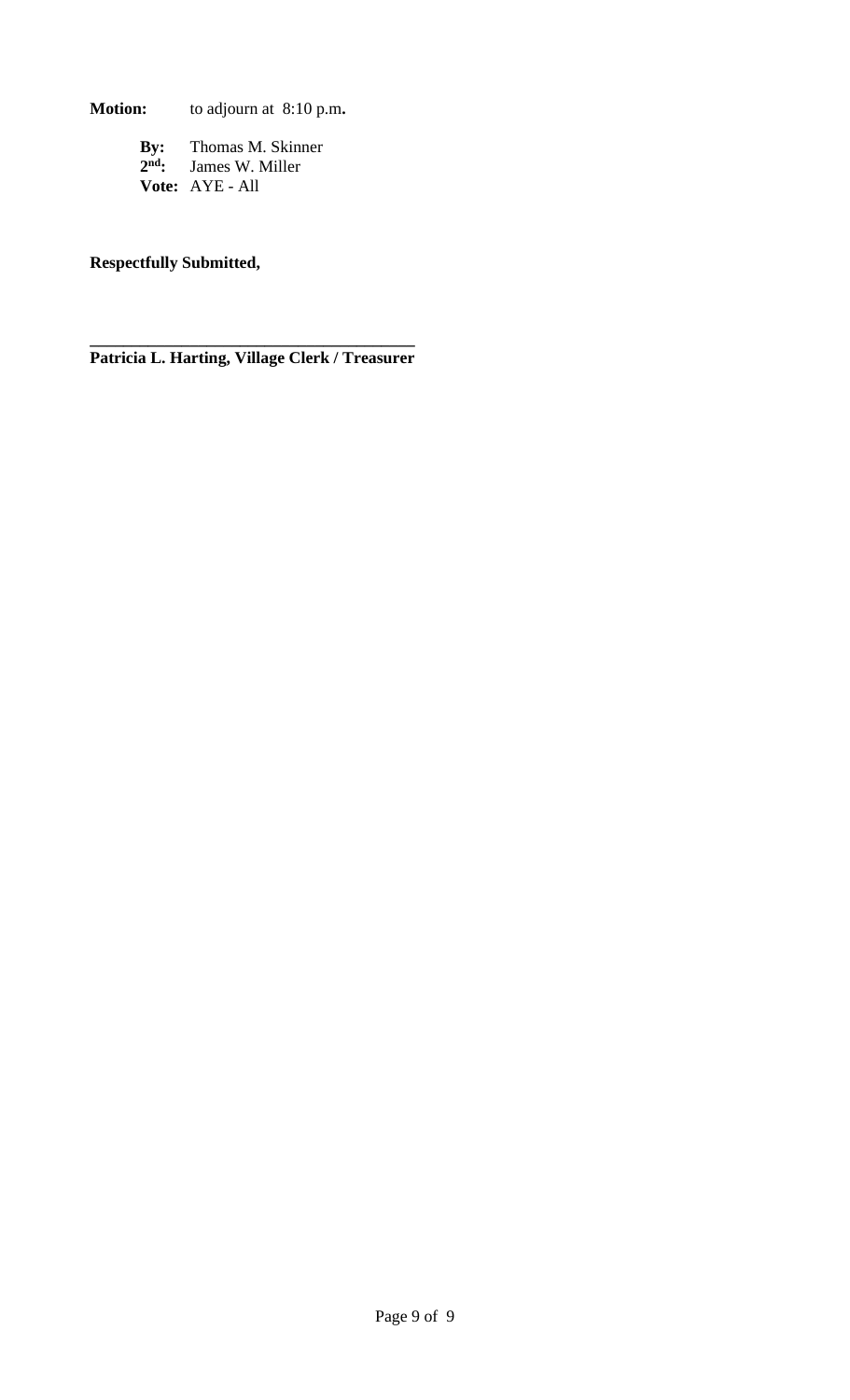**Motion:** to adjourn at 8:10 p.m**.**

**By:** Thomas M. Skinner
**2nd:** James W. Miller
**Vote:** AYE - All

**Respectfully Submitted,**

**_______________________________________**
**Patricia L. Harting, Village Clerk / Treasurer**